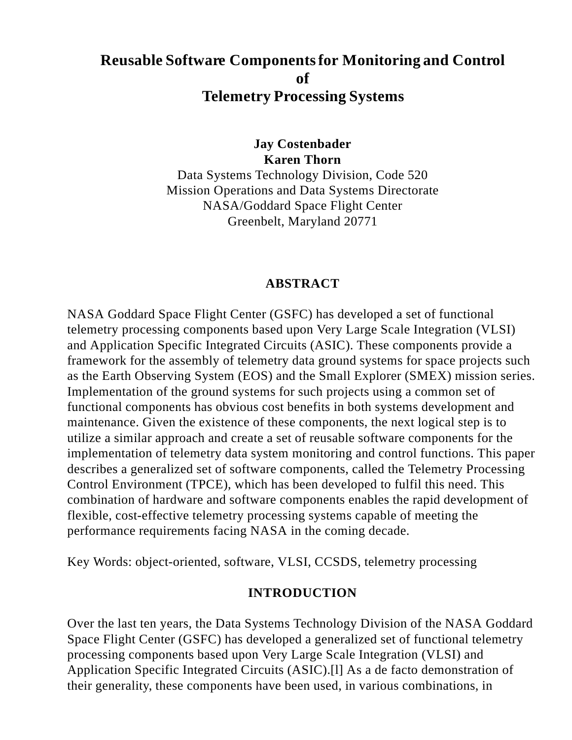# Reusable Software Components for Monitoring and Control of Telemetry Processing Systems

**Jay Costenbader**
**Karen Thorn**
Data Systems Technology Division, Code 520
Mission Operations and Data Systems Directorate
NASA/Goddard Space Flight Center
Greenbelt, Maryland 20771

## ABSTRACT

NASA Goddard Space Flight Center (GSFC) has developed a set of functional telemetry processing components based upon Very Large Scale Integration (VLSI) and Application Specific Integrated Circuits (ASIC). These components provide a framework for the assembly of telemetry data ground systems for space projects such as the Earth Observing System (EOS) and the Small Explorer (SMEX) mission series. Implementation of the ground systems for such projects using a common set of functional components has obvious cost benefits in both systems development and maintenance. Given the existence of these components, the next logical step is to utilize a similar approach and create a set of reusable software components for the implementation of telemetry data system monitoring and control functions. This paper describes a generalized set of software components, called the Telemetry Processing Control Environment (TPCE), which has been developed to fulfil this need. This combination of hardware and software components enables the rapid development of flexible, cost-effective telemetry processing systems capable of meeting the performance requirements facing NASA in the coming decade.

Key Words: object-oriented, software, VLSI, CCSDS, telemetry processing

## INTRODUCTION

Over the last ten years, the Data Systems Technology Division of the NASA Goddard Space Flight Center (GSFC) has developed a generalized set of functional telemetry processing components based upon Very Large Scale Integration (VLSI) and Application Specific Integrated Circuits (ASIC).[l] As a de facto demonstration of their generality, these components have been used, in various combinations, in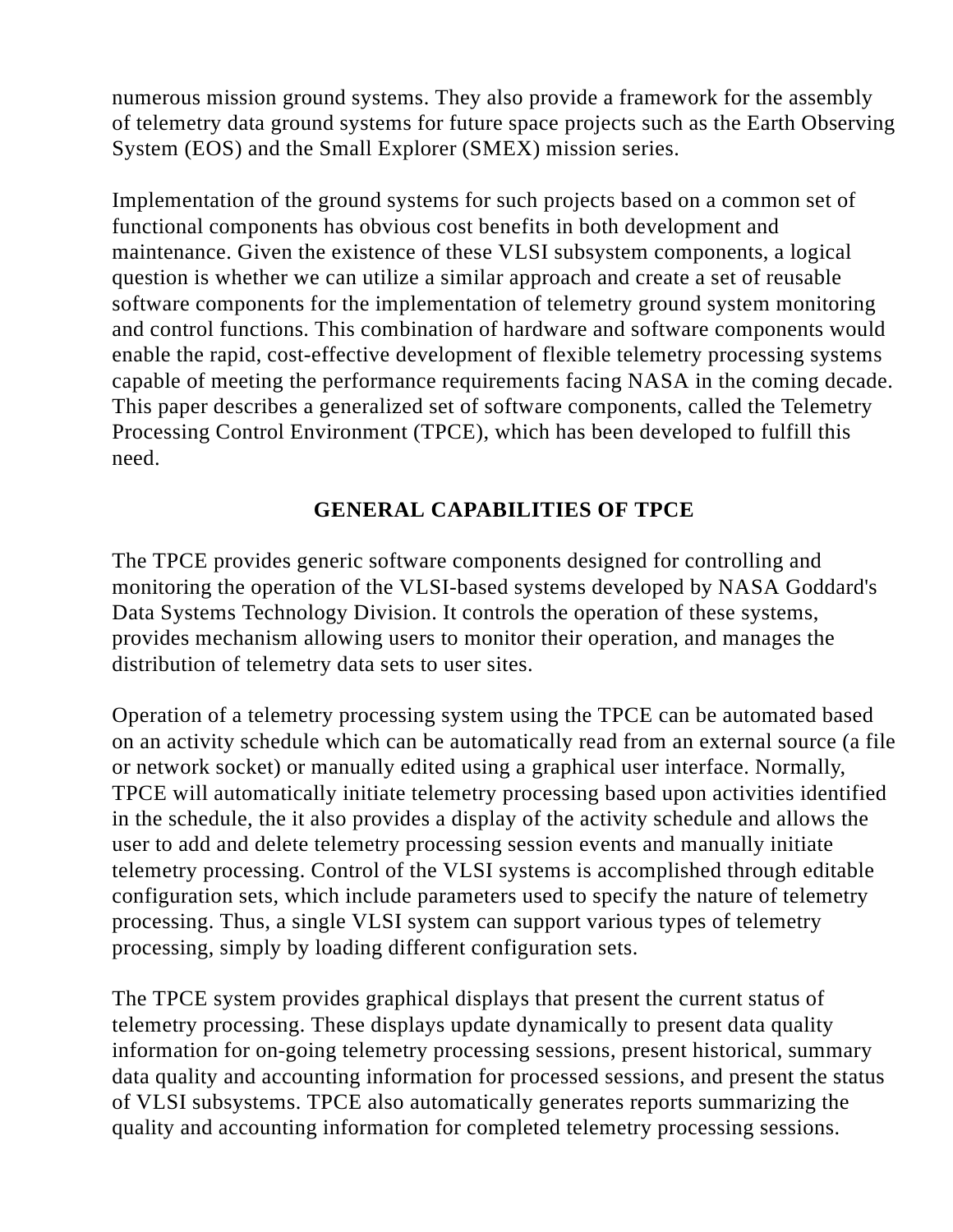numerous mission ground systems. They also provide a framework for the assembly of telemetry data ground systems for future space projects such as the Earth Observing System (EOS) and the Small Explorer (SMEX) mission series.

Implementation of the ground systems for such projects based on a common set of functional components has obvious cost benefits in both development and maintenance. Given the existence of these VLSI subsystem components, a logical question is whether we can utilize a similar approach and create a set of reusable software components for the implementation of telemetry ground system monitoring and control functions. This combination of hardware and software components would enable the rapid, cost-effective development of flexible telemetry processing systems capable of meeting the performance requirements facing NASA in the coming decade. This paper describes a generalized set of software components, called the Telemetry Processing Control Environment (TPCE), which has been developed to fulfill this need.

## GENERAL CAPABILITIES OF TPCE

The TPCE provides generic software components designed for controlling and monitoring the operation of the VLSI-based systems developed by NASA Goddard's Data Systems Technology Division. It controls the operation of these systems, provides mechanism allowing users to monitor their operation, and manages the distribution of telemetry data sets to user sites.

Operation of a telemetry processing system using the TPCE can be automated based on an activity schedule which can be automatically read from an external source (a file or network socket) or manually edited using a graphical user interface. Normally, TPCE will automatically initiate telemetry processing based upon activities identified in the schedule, the it also provides a display of the activity schedule and allows the user to add and delete telemetry processing session events and manually initiate telemetry processing. Control of the VLSI systems is accomplished through editable configuration sets, which include parameters used to specify the nature of telemetry processing. Thus, a single VLSI system can support various types of telemetry processing, simply by loading different configuration sets.

The TPCE system provides graphical displays that present the current status of telemetry processing. These displays update dynamically to present data quality information for on-going telemetry processing sessions, present historical, summary data quality and accounting information for processed sessions, and present the status of VLSI subsystems. TPCE also automatically generates reports summarizing the quality and accounting information for completed telemetry processing sessions.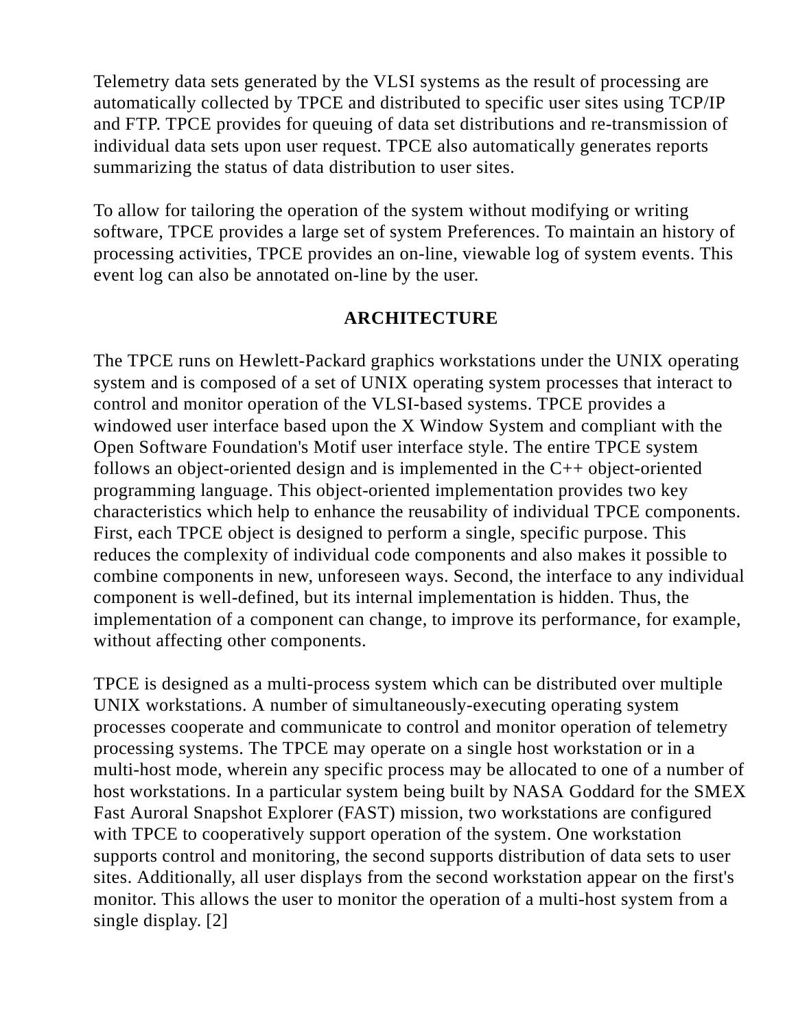Telemetry data sets generated by the VLSI systems as the result of processing are automatically collected by TPCE and distributed to specific user sites using TCP/IP and FTP. TPCE provides for queuing of data set distributions and re-transmission of individual data sets upon user request. TPCE also automatically generates reports summarizing the status of data distribution to user sites.

To allow for tailoring the operation of the system without modifying or writing software, TPCE provides a large set of system Preferences. To maintain an history of processing activities, TPCE provides an on-line, viewable log of system events. This event log can also be annotated on-line by the user.

## ARCHITECTURE

The TPCE runs on Hewlett-Packard graphics workstations under the UNIX operating system and is composed of a set of UNIX operating system processes that interact to control and monitor operation of the VLSI-based systems. TPCE provides a windowed user interface based upon the X Window System and compliant with the Open Software Foundation's Motif user interface style. The entire TPCE system follows an object-oriented design and is implemented in the C++ object-oriented programming language. This object-oriented implementation provides two key characteristics which help to enhance the reusability of individual TPCE components. First, each TPCE object is designed to perform a single, specific purpose. This reduces the complexity of individual code components and also makes it possible to combine components in new, unforeseen ways. Second, the interface to any individual component is well-defined, but its internal implementation is hidden. Thus, the implementation of a component can change, to improve its performance, for example, without affecting other components.

TPCE is designed as a multi-process system which can be distributed over multiple UNIX workstations. A number of simultaneously-executing operating system processes cooperate and communicate to control and monitor operation of telemetry processing systems. The TPCE may operate on a single host workstation or in a multi-host mode, wherein any specific process may be allocated to one of a number of host workstations. In a particular system being built by NASA Goddard for the SMEX Fast Auroral Snapshot Explorer (FAST) mission, two workstations are configured with TPCE to cooperatively support operation of the system. One workstation supports control and monitoring, the second supports distribution of data sets to user sites. Additionally, all user displays from the second workstation appear on the first's monitor. This allows the user to monitor the operation of a multi-host system from a single display. [2]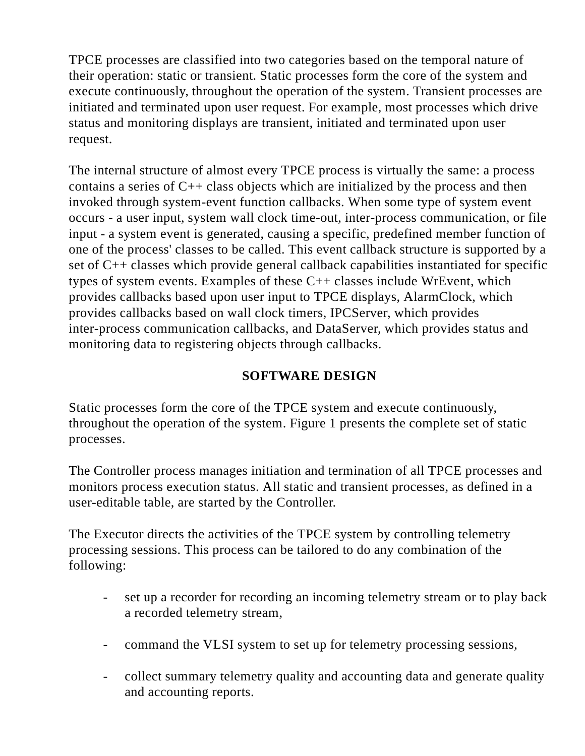TPCE processes are classified into two categories based on the temporal nature of their operation: static or transient. Static processes form the core of the system and execute continuously, throughout the operation of the system. Transient processes are initiated and terminated upon user request. For example, most processes which drive status and monitoring displays are transient, initiated and terminated upon user request.

The internal structure of almost every TPCE process is virtually the same: a process contains a series of C++ class objects which are initialized by the process and then invoked through system-event function callbacks. When some type of system event occurs - a user input, system wall clock time-out, inter-process communication, or file input - a system event is generated, causing a specific, predefined member function of one of the process' classes to be called. This event callback structure is supported by a set of C++ classes which provide general callback capabilities instantiated for specific types of system events. Examples of these C++ classes include WrEvent, which provides callbacks based upon user input to TPCE displays, AlarmClock, which provides callbacks based on wall clock timers, IPCServer, which provides inter-process communication callbacks, and DataServer, which provides status and monitoring data to registering objects through callbacks.

## SOFTWARE DESIGN

Static processes form the core of the TPCE system and execute continuously, throughout the operation of the system. Figure 1 presents the complete set of static processes.

The Controller process manages initiation and termination of all TPCE processes and monitors process execution status. All static and transient processes, as defined in a user-editable table, are started by the Controller.

The Executor directs the activities of the TPCE system by controlling telemetry processing sessions. This process can be tailored to do any combination of the following:

- set up a recorder for recording an incoming telemetry stream or to play back a recorded telemetry stream,
- command the VLSI system to set up for telemetry processing sessions,
- collect summary telemetry quality and accounting data and generate quality and accounting reports.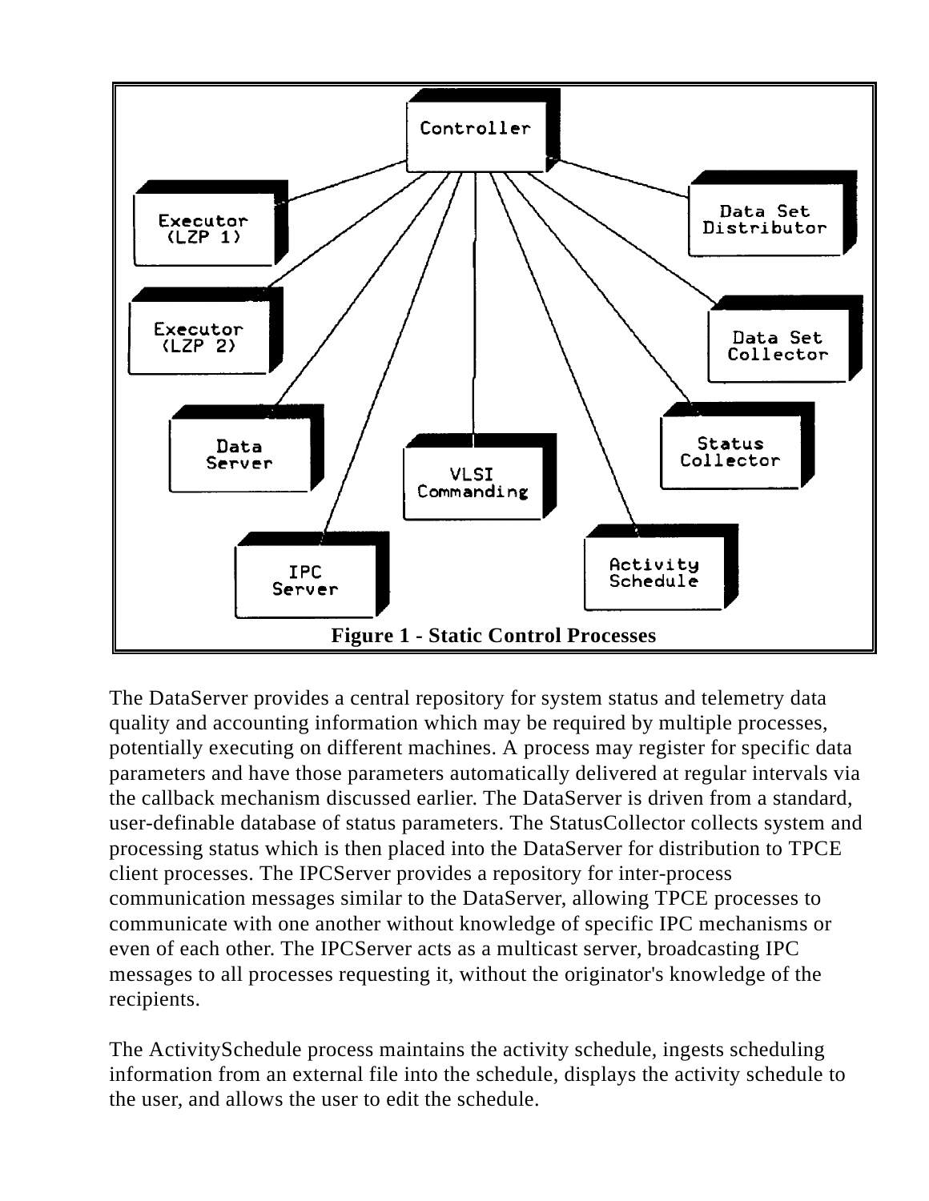Figure 1 - Static Control Processes

The DataServer provides a central repository for system status and telemetry data quality and accounting information which may be required by multiple processes, potentially executing on different machines. A process may register for specific data parameters and have those parameters automatically delivered at regular intervals via the callback mechanism discussed earlier. The DataServer is driven from a standard, user-definable database of status parameters. The StatusCollector collects system and processing status which is then placed into the DataServer for distribution to TPCE client processes. The IPCServer provides a repository for inter-process communication messages similar to the DataServer, allowing TPCE processes to communicate with one another without knowledge of specific IPC mechanisms or even of each other. The IPCServer acts as a multicast server, broadcasting IPC messages to all processes requesting it, without the originator's knowledge of the recipients.

The ActivitySchedule process maintains the activity schedule, ingests scheduling information from an external file into the schedule, displays the activity schedule to the user, and allows the user to edit the schedule.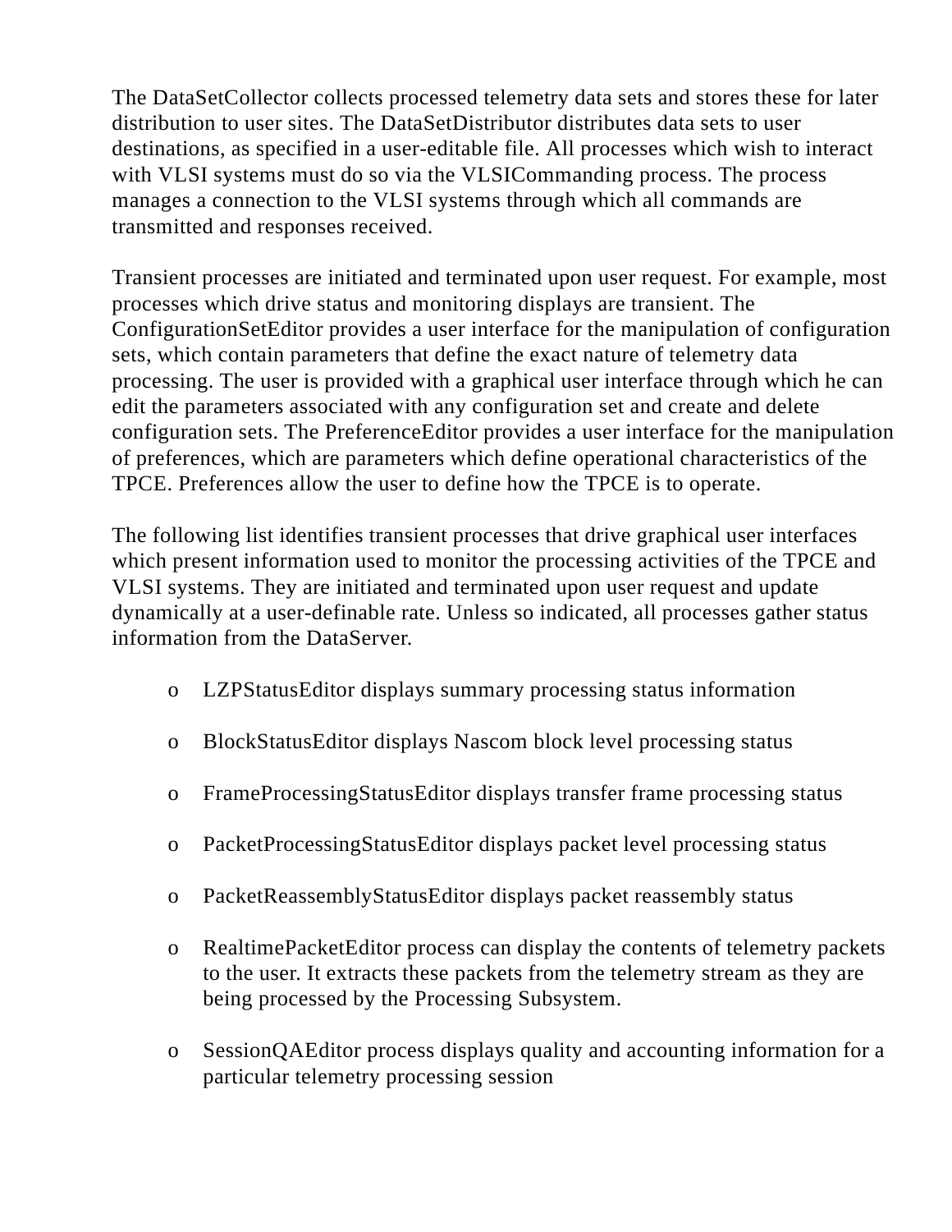The DataSetCollector collects processed telemetry data sets and stores these for later distribution to user sites. The DataSetDistributor distributes data sets to user destinations, as specified in a user-editable file. All processes which wish to interact with VLSI systems must do so via the VLSICommanding process. The process manages a connection to the VLSI systems through which all commands are transmitted and responses received.

Transient processes are initiated and terminated upon user request. For example, most processes which drive status and monitoring displays are transient. The ConfigurationSetEditor provides a user interface for the manipulation of configuration sets, which contain parameters that define the exact nature of telemetry data processing. The user is provided with a graphical user interface through which he can edit the parameters associated with any configuration set and create and delete configuration sets. The PreferenceEditor provides a user interface for the manipulation of preferences, which are parameters which define operational characteristics of the TPCE. Preferences allow the user to define how the TPCE is to operate.

The following list identifies transient processes that drive graphical user interfaces which present information used to monitor the processing activities of the TPCE and VLSI systems. They are initiated and terminated upon user request and update dynamically at a user-definable rate. Unless so indicated, all processes gather status information from the DataServer.

- LZPStatusEditor displays summary processing status information
- BlockStatusEditor displays Nascom block level processing status
- FrameProcessingStatusEditor displays transfer frame processing status
- PacketProcessingStatusEditor displays packet level processing status
- PacketReassemblyStatusEditor displays packet reassembly status
- RealtimePacketEditor process can display the contents of telemetry packets to the user. It extracts these packets from the telemetry stream as they are being processed by the Processing Subsystem.
- SessionQAEditor process displays quality and accounting information for a particular telemetry processing session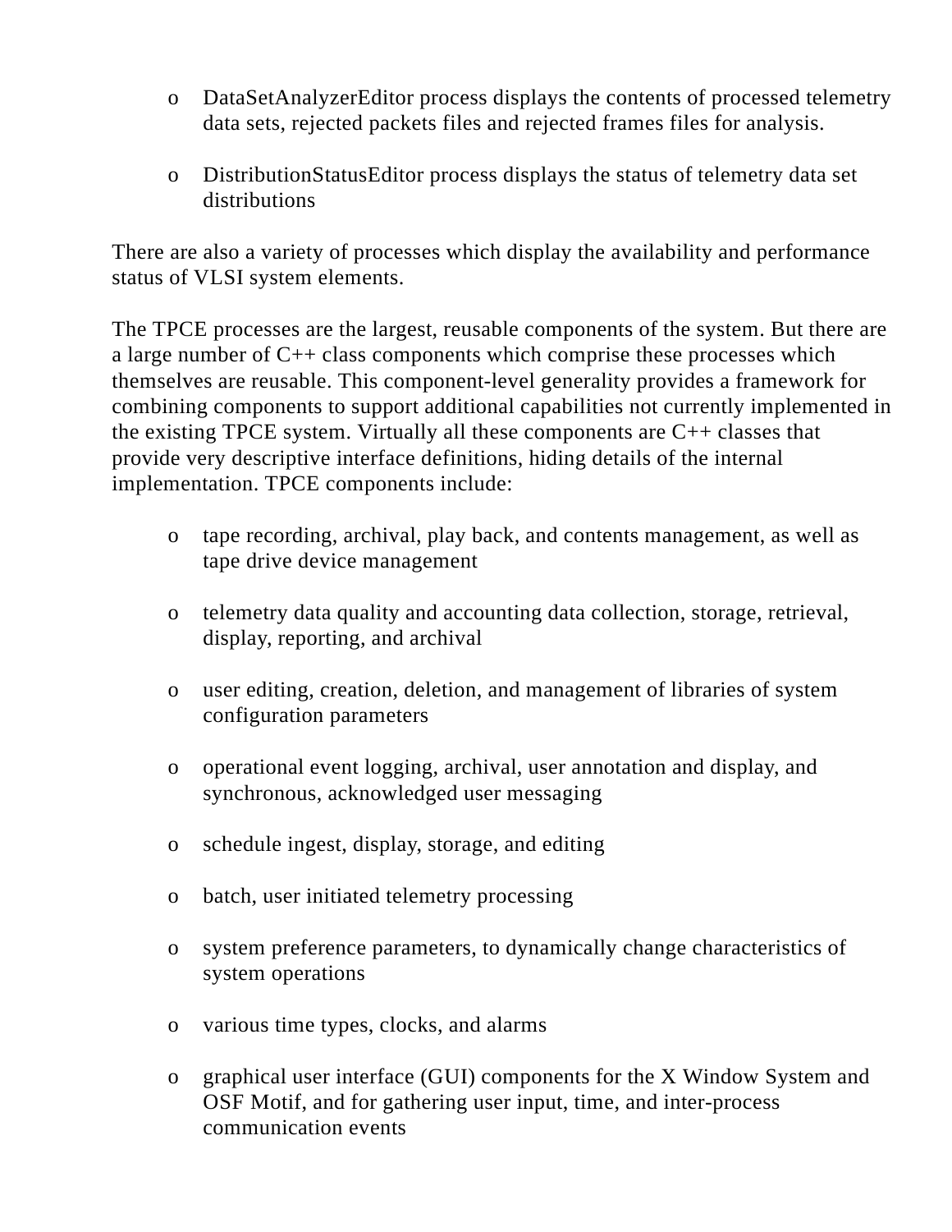- DataSetAnalyzerEditor process displays the contents of processed telemetry data sets, rejected packets files and rejected frames files for analysis.

- DistributionStatusEditor process displays the status of telemetry data set distributions

There are also a variety of processes which display the availability and performance status of VLSI system elements.

The TPCE processes are the largest, reusable components of the system. But there are a large number of C++ class components which comprise these processes which themselves are reusable. This component-level generality provides a framework for combining components to support additional capabilities not currently implemented in the existing TPCE system. Virtually all these components are C++ classes that provide very descriptive interface definitions, hiding details of the internal implementation. TPCE components include:

- tape recording, archival, play back, and contents management, as well as tape drive device management

- telemetry data quality and accounting data collection, storage, retrieval, display, reporting, and archival

- user editing, creation, deletion, and management of libraries of system configuration parameters

- operational event logging, archival, user annotation and display, and synchronous, acknowledged user messaging

- schedule ingest, display, storage, and editing

- batch, user initiated telemetry processing

- system preference parameters, to dynamically change characteristics of system operations

- various time types, clocks, and alarms

- graphical user interface (GUI) components for the X Window System and OSF Motif, and for gathering user input, time, and inter-process communication events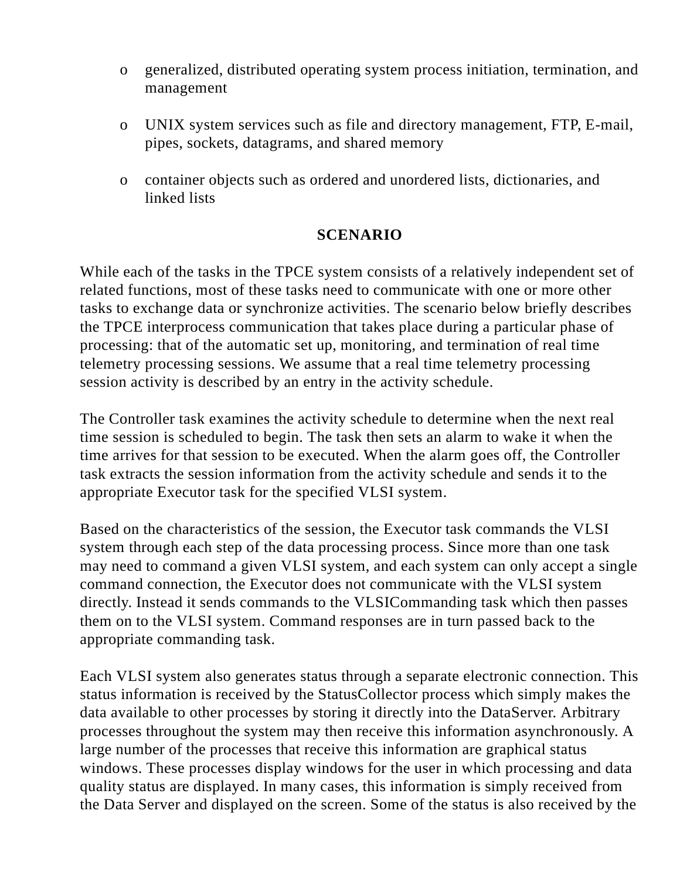- generalized, distributed operating system process initiation, termination, and management

- UNIX system services such as file and directory management, FTP, E-mail, pipes, sockets, datagrams, and shared memory

- container objects such as ordered and unordered lists, dictionaries, and linked lists

## SCENARIO

While each of the tasks in the TPCE system consists of a relatively independent set of related functions, most of these tasks need to communicate with one or more other tasks to exchange data or synchronize activities. The scenario below briefly describes the TPCE interprocess communication that takes place during a particular phase of processing: that of the automatic set up, monitoring, and termination of real time telemetry processing sessions. We assume that a real time telemetry processing session activity is described by an entry in the activity schedule.

The Controller task examines the activity schedule to determine when the next real time session is scheduled to begin. The task then sets an alarm to wake it when the time arrives for that session to be executed. When the alarm goes off, the Controller task extracts the session information from the activity schedule and sends it to the appropriate Executor task for the specified VLSI system.

Based on the characteristics of the session, the Executor task commands the VLSI system through each step of the data processing process. Since more than one task may need to command a given VLSI system, and each system can only accept a single command connection, the Executor does not communicate with the VLSI system directly. Instead it sends commands to the VLSICommanding task which then passes them on to the VLSI system. Command responses are in turn passed back to the appropriate commanding task.

Each VLSI system also generates status through a separate electronic connection. This status information is received by the StatusCollector process which simply makes the data available to other processes by storing it directly into the DataServer. Arbitrary processes throughout the system may then receive this information asynchronously. A large number of the processes that receive this information are graphical status windows. These processes display windows for the user in which processing and data quality status are displayed. In many cases, this information is simply received from the Data Server and displayed on the screen. Some of the status is also received by the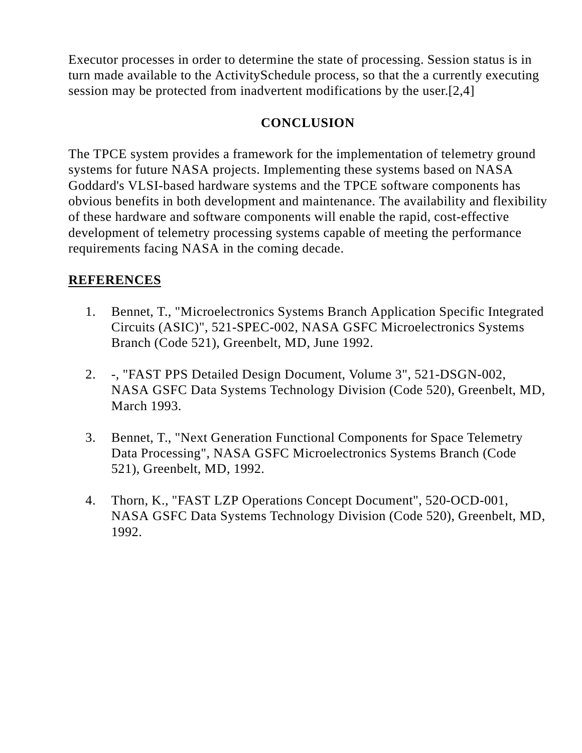Executor processes in order to determine the state of processing. Session status is in turn made available to the ActivitySchedule process, so that the a currently executing session may be protected from inadvertent modifications by the user.[2,4]

## CONCLUSION

The TPCE system provides a framework for the implementation of telemetry ground systems for future NASA projects. Implementing these systems based on NASA Goddard's VLSI-based hardware systems and the TPCE software components has obvious benefits in both development and maintenance. The availability and flexibility of these hardware and software components will enable the rapid, cost-effective development of telemetry processing systems capable of meeting the performance requirements facing NASA in the coming decade.

## REFERENCES

1. Bennet, T., "Microelectronics Systems Branch Application Specific Integrated Circuits (ASIC)", 521-SPEC-002, NASA GSFC Microelectronics Systems Branch (Code 521), Greenbelt, MD, June 1992.

2. -, "FAST PPS Detailed Design Document, Volume 3", 521-DSGN-002, NASA GSFC Data Systems Technology Division (Code 520), Greenbelt, MD, March 1993.

3. Bennet, T., "Next Generation Functional Components for Space Telemetry Data Processing", NASA GSFC Microelectronics Systems Branch (Code 521), Greenbelt, MD, 1992.

4. Thorn, K., "FAST LZP Operations Concept Document", 520-OCD-001, NASA GSFC Data Systems Technology Division (Code 520), Greenbelt, MD, 1992.